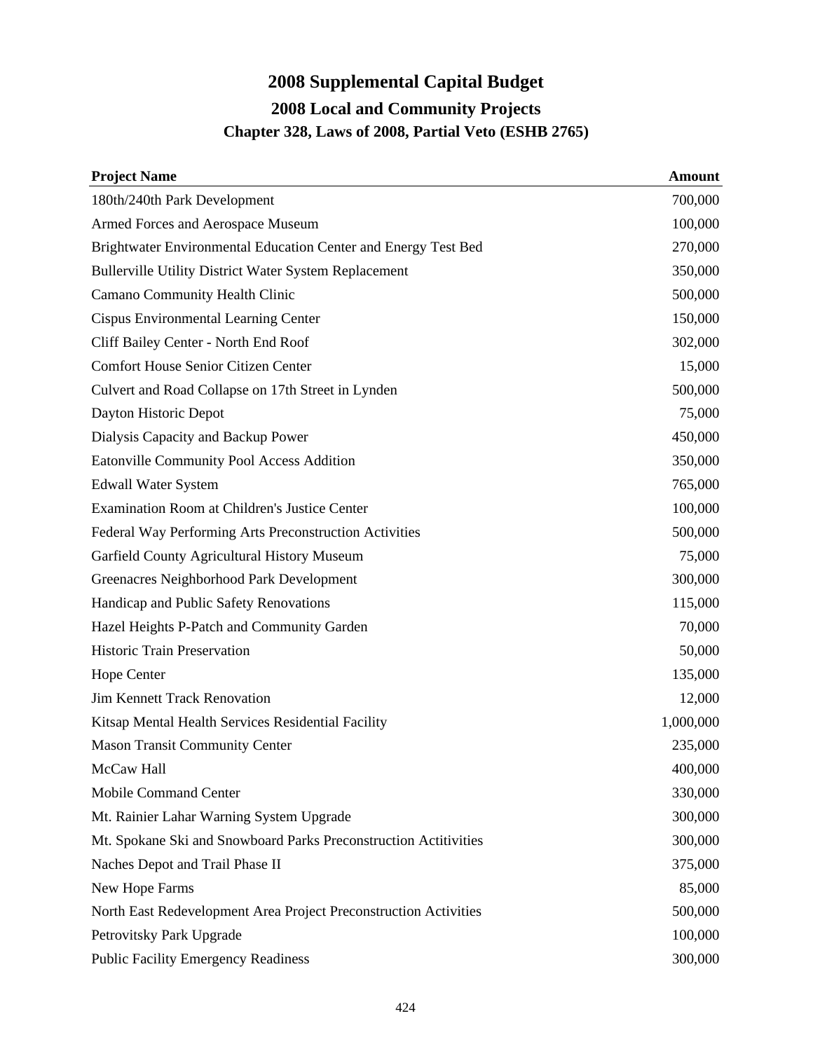# 2008 Supplemental Capital Budget

## 2008 Local and Community Projects

### Chapter 328, Laws of 2008, Partial Veto (ESHB 2765)

| Project Name | Amount |
|---|---|
| 180th/240th Park Development | 700,000 |
| Armed Forces and Aerospace Museum | 100,000 |
| Brightwater Environmental Education Center and Energy Test Bed | 270,000 |
| Bullerville Utility District Water System Replacement | 350,000 |
| Camano Community Health Clinic | 500,000 |
| Cispus Environmental Learning Center | 150,000 |
| Cliff Bailey Center - North End Roof | 302,000 |
| Comfort House Senior Citizen Center | 15,000 |
| Culvert and Road Collapse on 17th Street in Lynden | 500,000 |
| Dayton Historic Depot | 75,000 |
| Dialysis Capacity and Backup Power | 450,000 |
| Eatonville Community Pool Access Addition | 350,000 |
| Edwall Water System | 765,000 |
| Examination Room at Children's Justice Center | 100,000 |
| Federal Way Performing Arts Preconstruction Activities | 500,000 |
| Garfield County Agricultural History Museum | 75,000 |
| Greenacres Neighborhood Park Development | 300,000 |
| Handicap and Public Safety Renovations | 115,000 |
| Hazel Heights P-Patch and Community Garden | 70,000 |
| Historic Train Preservation | 50,000 |
| Hope Center | 135,000 |
| Jim Kennett Track Renovation | 12,000 |
| Kitsap Mental Health Services Residential Facility | 1,000,000 |
| Mason Transit Community Center | 235,000 |
| McCaw Hall | 400,000 |
| Mobile Command Center | 330,000 |
| Mt. Rainier Lahar Warning System Upgrade | 300,000 |
| Mt. Spokane Ski and Snowboard Parks Preconstruction Actitivities | 300,000 |
| Naches Depot and Trail Phase II | 375,000 |
| New Hope Farms | 85,000 |
| North East Redevelopment Area Project Preconstruction Activities | 500,000 |
| Petrovitsky Park Upgrade | 100,000 |
| Public Facility Emergency Readiness | 300,000 |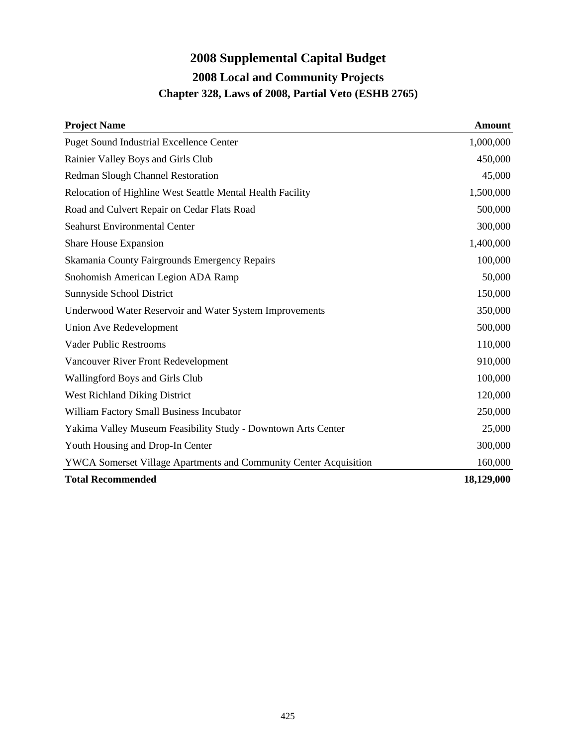# 2008 Supplemental Capital Budget

## 2008 Local and Community Projects

### Chapter 328, Laws of 2008, Partial Veto (ESHB 2765)

| Project Name | Amount |
|---|---|
| Puget Sound Industrial Excellence Center | 1,000,000 |
| Rainier Valley Boys and Girls Club | 450,000 |
| Redman Slough Channel Restoration | 45,000 |
| Relocation of Highline West Seattle Mental Health Facility | 1,500,000 |
| Road and Culvert Repair on Cedar Flats Road | 500,000 |
| Seahurst Environmental Center | 300,000 |
| Share House Expansion | 1,400,000 |
| Skamania County Fairgrounds Emergency Repairs | 100,000 |
| Snohomish American Legion ADA Ramp | 50,000 |
| Sunnyside School District | 150,000 |
| Underwood Water Reservoir and Water System Improvements | 350,000 |
| Union Ave Redevelopment | 500,000 |
| Vader Public Restrooms | 110,000 |
| Vancouver River Front Redevelopment | 910,000 |
| Wallingford Boys and Girls Club | 100,000 |
| West Richland Diking District | 120,000 |
| William Factory Small Business Incubator | 250,000 |
| Yakima Valley Museum Feasibility Study - Downtown Arts Center | 25,000 |
| Youth Housing and Drop-In Center | 300,000 |
| YWCA Somerset Village Apartments and Community Center Acquisition | 160,000 |
| **Total Recommended** | **18,129,000** |